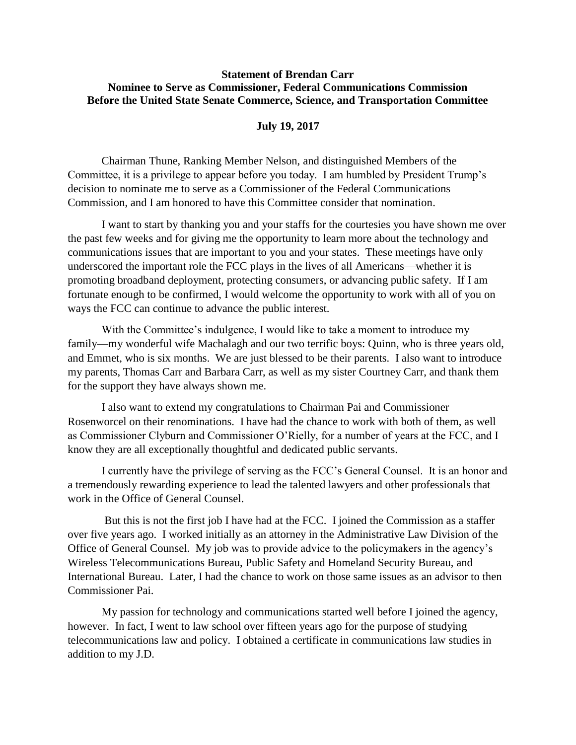**Statement of Brendan Carr**
**Nominee to Serve as Commissioner, Federal Communications Commission**
**Before the United State Senate Commerce, Science, and Transportation Committee**

**July 19, 2017**

Chairman Thune, Ranking Member Nelson, and distinguished Members of the Committee, it is a privilege to appear before you today. I am humbled by President Trump's decision to nominate me to serve as a Commissioner of the Federal Communications Commission, and I am honored to have this Committee consider that nomination.

I want to start by thanking you and your staffs for the courtesies you have shown me over the past few weeks and for giving me the opportunity to learn more about the technology and communications issues that are important to you and your states. These meetings have only underscored the important role the FCC plays in the lives of all Americans—whether it is promoting broadband deployment, protecting consumers, or advancing public safety. If I am fortunate enough to be confirmed, I would welcome the opportunity to work with all of you on ways the FCC can continue to advance the public interest.

With the Committee's indulgence, I would like to take a moment to introduce my family—my wonderful wife Machalagh and our two terrific boys: Quinn, who is three years old, and Emmet, who is six months. We are just blessed to be their parents. I also want to introduce my parents, Thomas Carr and Barbara Carr, as well as my sister Courtney Carr, and thank them for the support they have always shown me.

I also want to extend my congratulations to Chairman Pai and Commissioner Rosenworcel on their renominations. I have had the chance to work with both of them, as well as Commissioner Clyburn and Commissioner O'Rielly, for a number of years at the FCC, and I know they are all exceptionally thoughtful and dedicated public servants.

I currently have the privilege of serving as the FCC's General Counsel. It is an honor and a tremendously rewarding experience to lead the talented lawyers and other professionals that work in the Office of General Counsel.

But this is not the first job I have had at the FCC. I joined the Commission as a staffer over five years ago. I worked initially as an attorney in the Administrative Law Division of the Office of General Counsel. My job was to provide advice to the policymakers in the agency's Wireless Telecommunications Bureau, Public Safety and Homeland Security Bureau, and International Bureau. Later, I had the chance to work on those same issues as an advisor to then Commissioner Pai.

My passion for technology and communications started well before I joined the agency, however. In fact, I went to law school over fifteen years ago for the purpose of studying telecommunications law and policy. I obtained a certificate in communications law studies in addition to my J.D.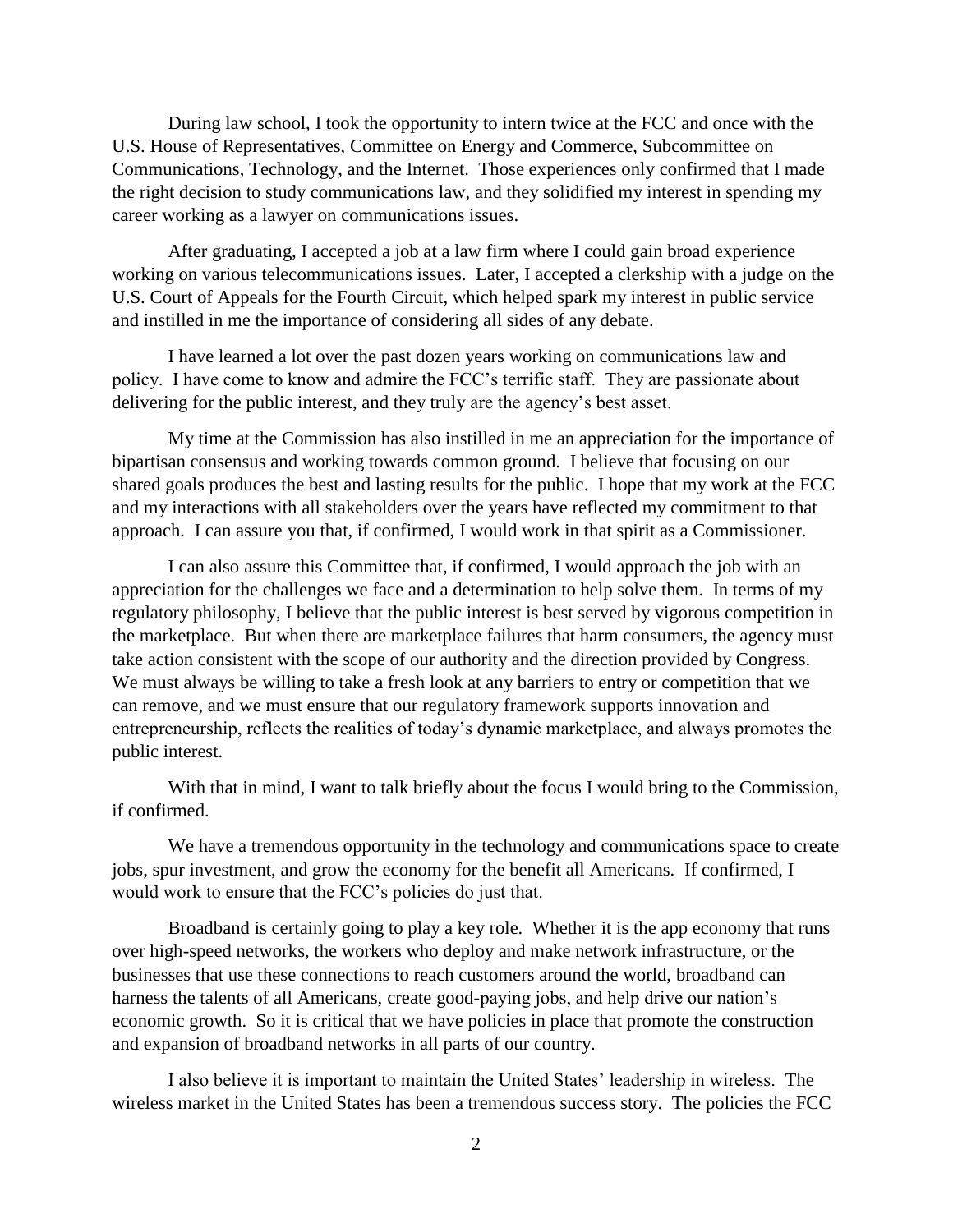During law school, I took the opportunity to intern twice at the FCC and once with the U.S. House of Representatives, Committee on Energy and Commerce, Subcommittee on Communications, Technology, and the Internet. Those experiences only confirmed that I made the right decision to study communications law, and they solidified my interest in spending my career working as a lawyer on communications issues.

After graduating, I accepted a job at a law firm where I could gain broad experience working on various telecommunications issues. Later, I accepted a clerkship with a judge on the U.S. Court of Appeals for the Fourth Circuit, which helped spark my interest in public service and instilled in me the importance of considering all sides of any debate.

I have learned a lot over the past dozen years working on communications law and policy. I have come to know and admire the FCC's terrific staff. They are passionate about delivering for the public interest, and they truly are the agency's best asset.

My time at the Commission has also instilled in me an appreciation for the importance of bipartisan consensus and working towards common ground. I believe that focusing on our shared goals produces the best and lasting results for the public. I hope that my work at the FCC and my interactions with all stakeholders over the years have reflected my commitment to that approach. I can assure you that, if confirmed, I would work in that spirit as a Commissioner.

I can also assure this Committee that, if confirmed, I would approach the job with an appreciation for the challenges we face and a determination to help solve them. In terms of my regulatory philosophy, I believe that the public interest is best served by vigorous competition in the marketplace. But when there are marketplace failures that harm consumers, the agency must take action consistent with the scope of our authority and the direction provided by Congress. We must always be willing to take a fresh look at any barriers to entry or competition that we can remove, and we must ensure that our regulatory framework supports innovation and entrepreneurship, reflects the realities of today's dynamic marketplace, and always promotes the public interest.

With that in mind, I want to talk briefly about the focus I would bring to the Commission, if confirmed.

We have a tremendous opportunity in the technology and communications space to create jobs, spur investment, and grow the economy for the benefit all Americans. If confirmed, I would work to ensure that the FCC's policies do just that.

Broadband is certainly going to play a key role. Whether it is the app economy that runs over high-speed networks, the workers who deploy and make network infrastructure, or the businesses that use these connections to reach customers around the world, broadband can harness the talents of all Americans, create good-paying jobs, and help drive our nation's economic growth. So it is critical that we have policies in place that promote the construction and expansion of broadband networks in all parts of our country.

I also believe it is important to maintain the United States' leadership in wireless. The wireless market in the United States has been a tremendous success story. The policies the FCC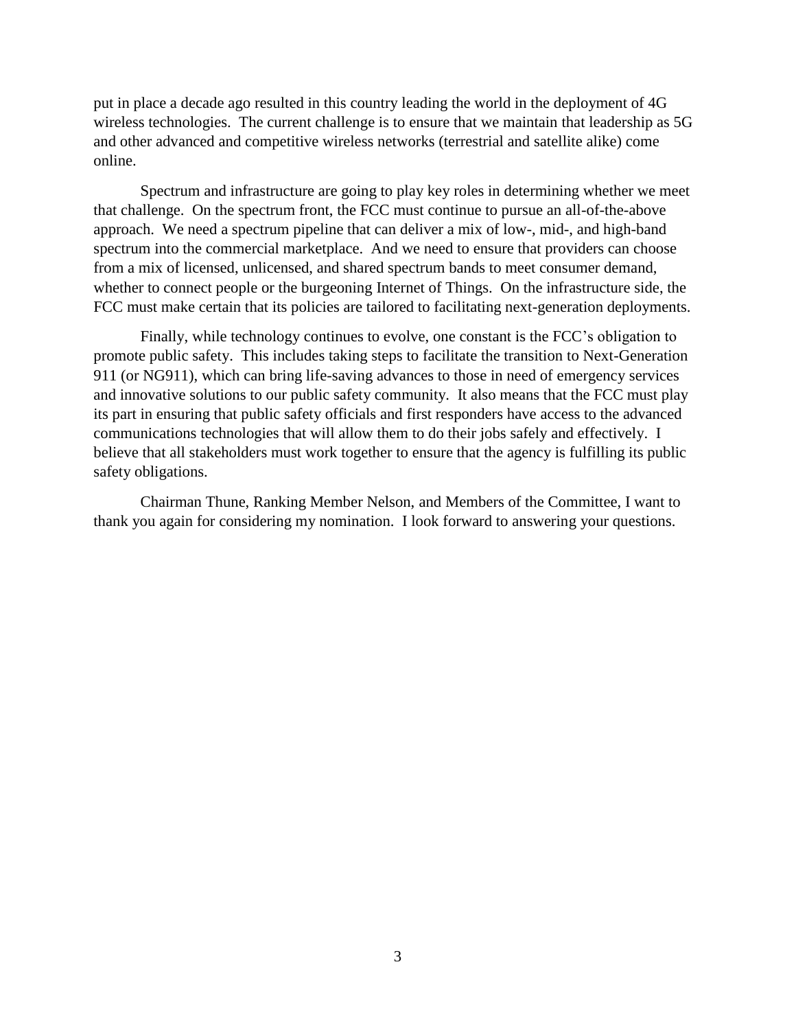put in place a decade ago resulted in this country leading the world in the deployment of 4G wireless technologies. The current challenge is to ensure that we maintain that leadership as 5G and other advanced and competitive wireless networks (terrestrial and satellite alike) come online.

Spectrum and infrastructure are going to play key roles in determining whether we meet that challenge. On the spectrum front, the FCC must continue to pursue an all-of-the-above approach. We need a spectrum pipeline that can deliver a mix of low-, mid-, and high-band spectrum into the commercial marketplace. And we need to ensure that providers can choose from a mix of licensed, unlicensed, and shared spectrum bands to meet consumer demand, whether to connect people or the burgeoning Internet of Things. On the infrastructure side, the FCC must make certain that its policies are tailored to facilitating next-generation deployments.

Finally, while technology continues to evolve, one constant is the FCC's obligation to promote public safety. This includes taking steps to facilitate the transition to Next-Generation 911 (or NG911), which can bring life-saving advances to those in need of emergency services and innovative solutions to our public safety community. It also means that the FCC must play its part in ensuring that public safety officials and first responders have access to the advanced communications technologies that will allow them to do their jobs safely and effectively. I believe that all stakeholders must work together to ensure that the agency is fulfilling its public safety obligations.

Chairman Thune, Ranking Member Nelson, and Members of the Committee, I want to thank you again for considering my nomination. I look forward to answering your questions.